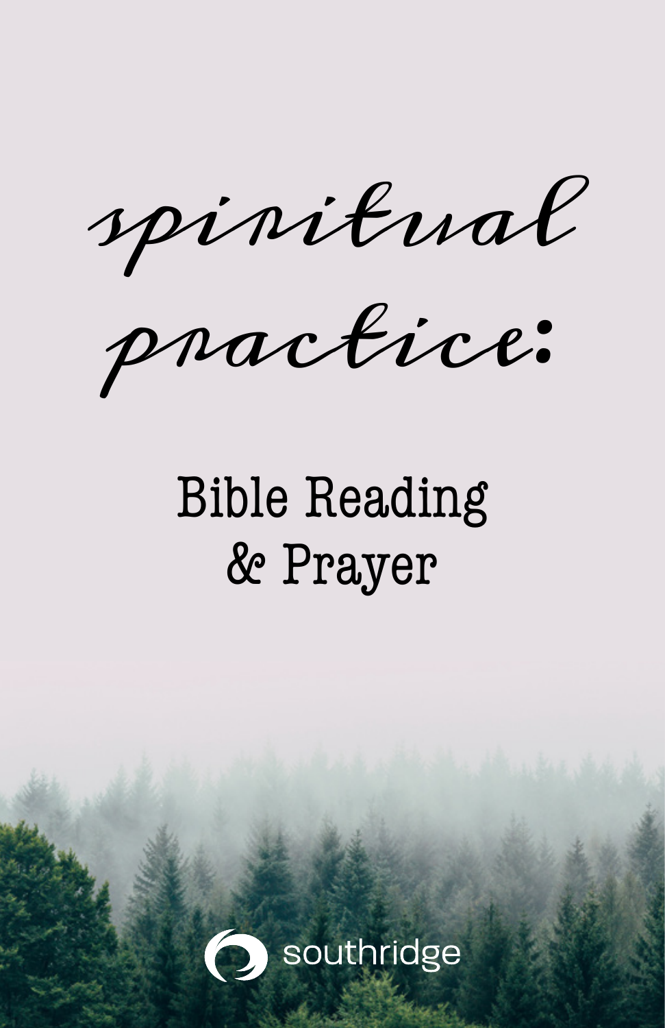# spiritual practice:

## Bible Reading & Prayer

southridge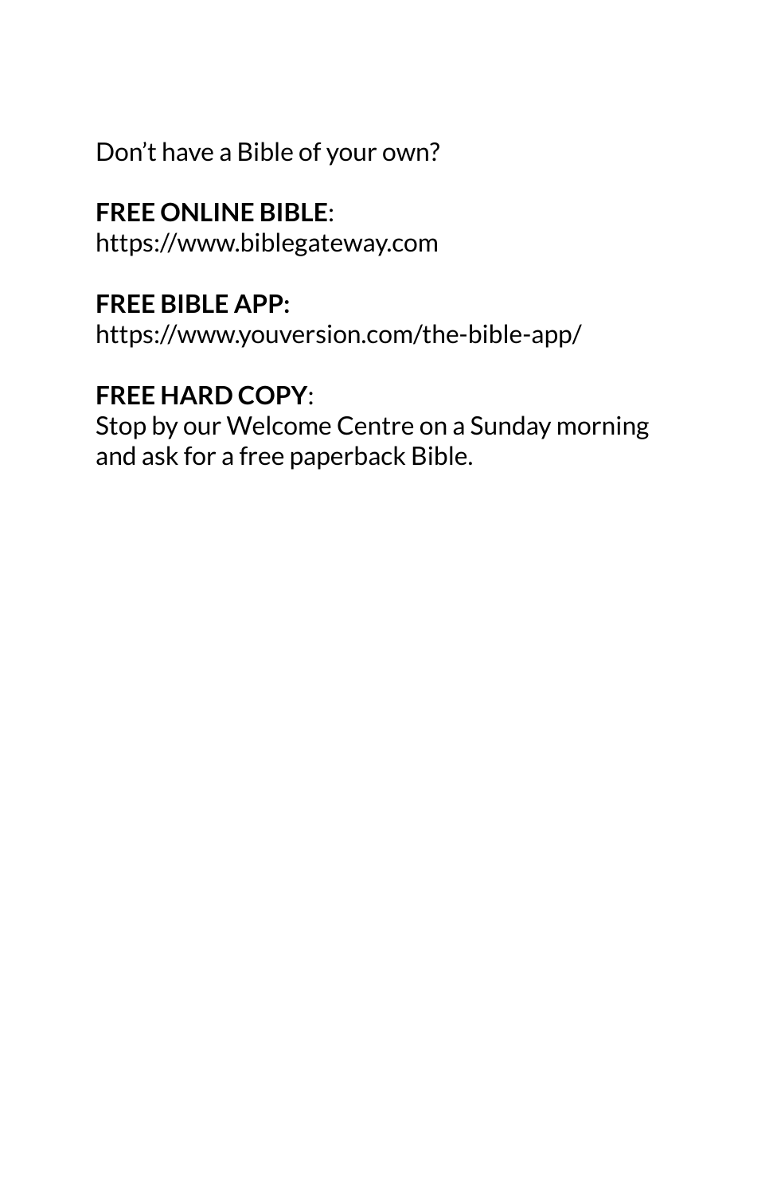Don't have a Bible of your own?

**FREE ONLINE BIBLE**:
https://www.biblegateway.com

**FREE BIBLE APP:**
https://www.youversion.com/the-bible-app/

**FREE HARD COPY**:
Stop by our Welcome Centre on a Sunday morning and ask for a free paperback Bible.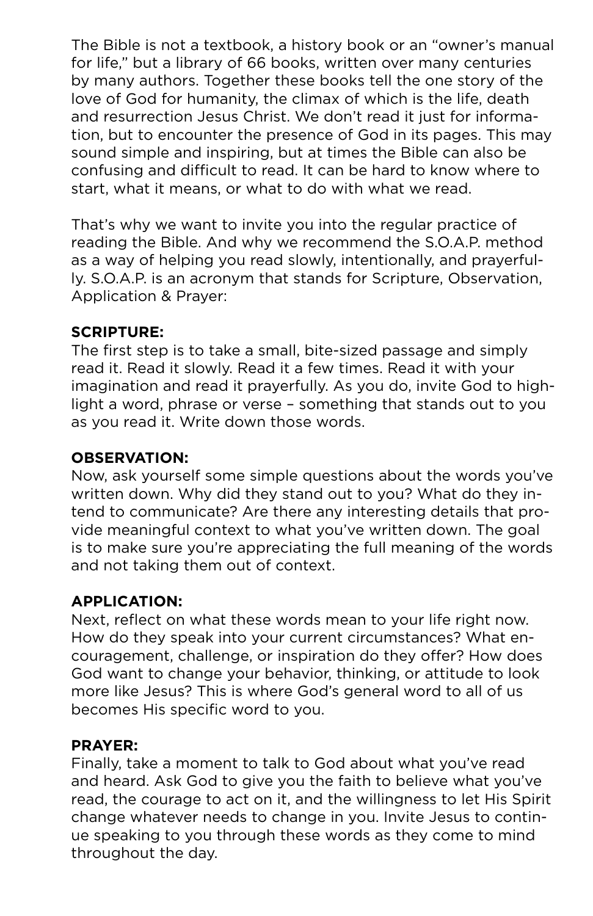The Bible is not a textbook, a history book or an "owner's manual for life," but a library of 66 books, written over many centuries by many authors. Together these books tell the one story of the love of God for humanity, the climax of which is the life, death and resurrection Jesus Christ. We don't read it just for information, but to encounter the presence of God in its pages. This may sound simple and inspiring, but at times the Bible can also be confusing and difficult to read. It can be hard to know where to start, what it means, or what to do with what we read.

That's why we want to invite you into the regular practice of reading the Bible. And why we recommend the S.O.A.P. method as a way of helping you read slowly, intentionally, and prayerfully. S.O.A.P. is an acronym that stands for Scripture, Observation, Application & Prayer:

**SCRIPTURE:**
The first step is to take a small, bite-sized passage and simply read it. Read it slowly. Read it a few times. Read it with your imagination and read it prayerfully. As you do, invite God to highlight a word, phrase or verse – something that stands out to you as you read it. Write down those words.

**OBSERVATION:**
Now, ask yourself some simple questions about the words you've written down. Why did they stand out to you? What do they intend to communicate? Are there any interesting details that provide meaningful context to what you've written down. The goal is to make sure you're appreciating the full meaning of the words and not taking them out of context.

**APPLICATION:**
Next, reflect on what these words mean to your life right now. How do they speak into your current circumstances? What encouragement, challenge, or inspiration do they offer? How does God want to change your behavior, thinking, or attitude to look more like Jesus? This is where God's general word to all of us becomes His specific word to you.

**PRAYER:**
Finally, take a moment to talk to God about what you've read and heard. Ask God to give you the faith to believe what you've read, the courage to act on it, and the willingness to let His Spirit change whatever needs to change in you. Invite Jesus to continue speaking to you through these words as they come to mind throughout the day.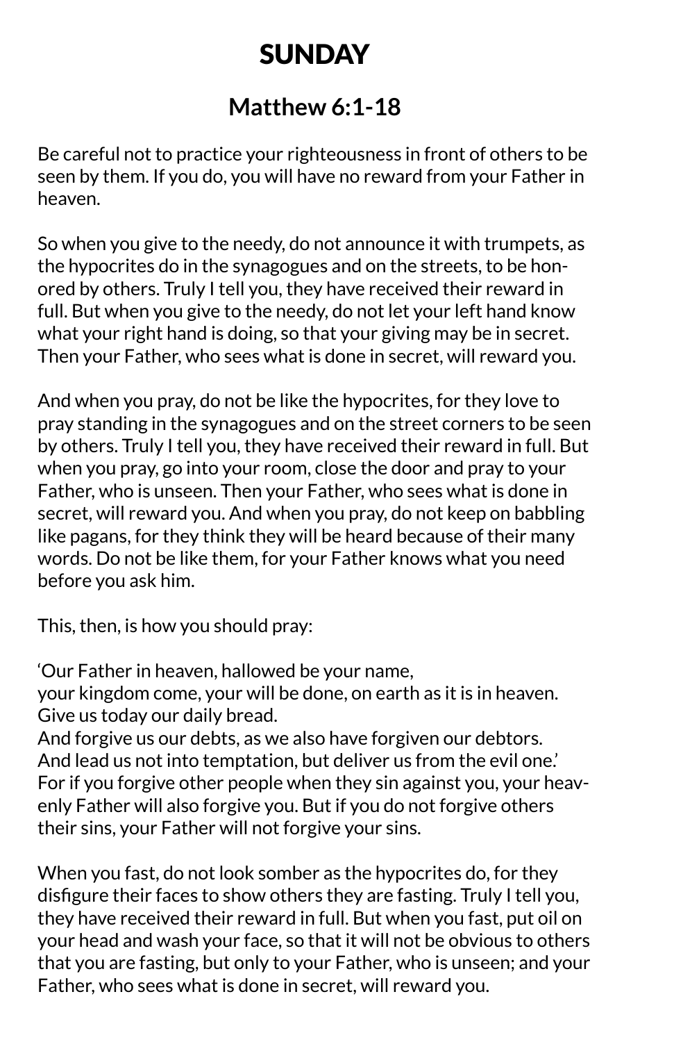# SUNDAY

## Matthew 6:1-18

Be careful not to practice your righteousness in front of others to be seen by them. If you do, you will have no reward from your Father in heaven.

So when you give to the needy, do not announce it with trumpets, as the hypocrites do in the synagogues and on the streets, to be honored by others. Truly I tell you, they have received their reward in full. But when you give to the needy, do not let your left hand know what your right hand is doing, so that your giving may be in secret. Then your Father, who sees what is done in secret, will reward you.

And when you pray, do not be like the hypocrites, for they love to pray standing in the synagogues and on the street corners to be seen by others. Truly I tell you, they have received their reward in full. But when you pray, go into your room, close the door and pray to your Father, who is unseen. Then your Father, who sees what is done in secret, will reward you. And when you pray, do not keep on babbling like pagans, for they think they will be heard because of their many words. Do not be like them, for your Father knows what you need before you ask him.

This, then, is how you should pray:

'Our Father in heaven, hallowed be your name,
your kingdom come, your will be done, on earth as it is in heaven.
Give us today our daily bread.
And forgive us our debts, as we also have forgiven our debtors.
And lead us not into temptation, but deliver us from the evil one.'
For if you forgive other people when they sin against you, your heavenly Father will also forgive you. But if you do not forgive others their sins, your Father will not forgive your sins.

When you fast, do not look somber as the hypocrites do, for they disfigure their faces to show others they are fasting. Truly I tell you, they have received their reward in full. But when you fast, put oil on your head and wash your face, so that it will not be obvious to others that you are fasting, but only to your Father, who is unseen; and your Father, who sees what is done in secret, will reward you.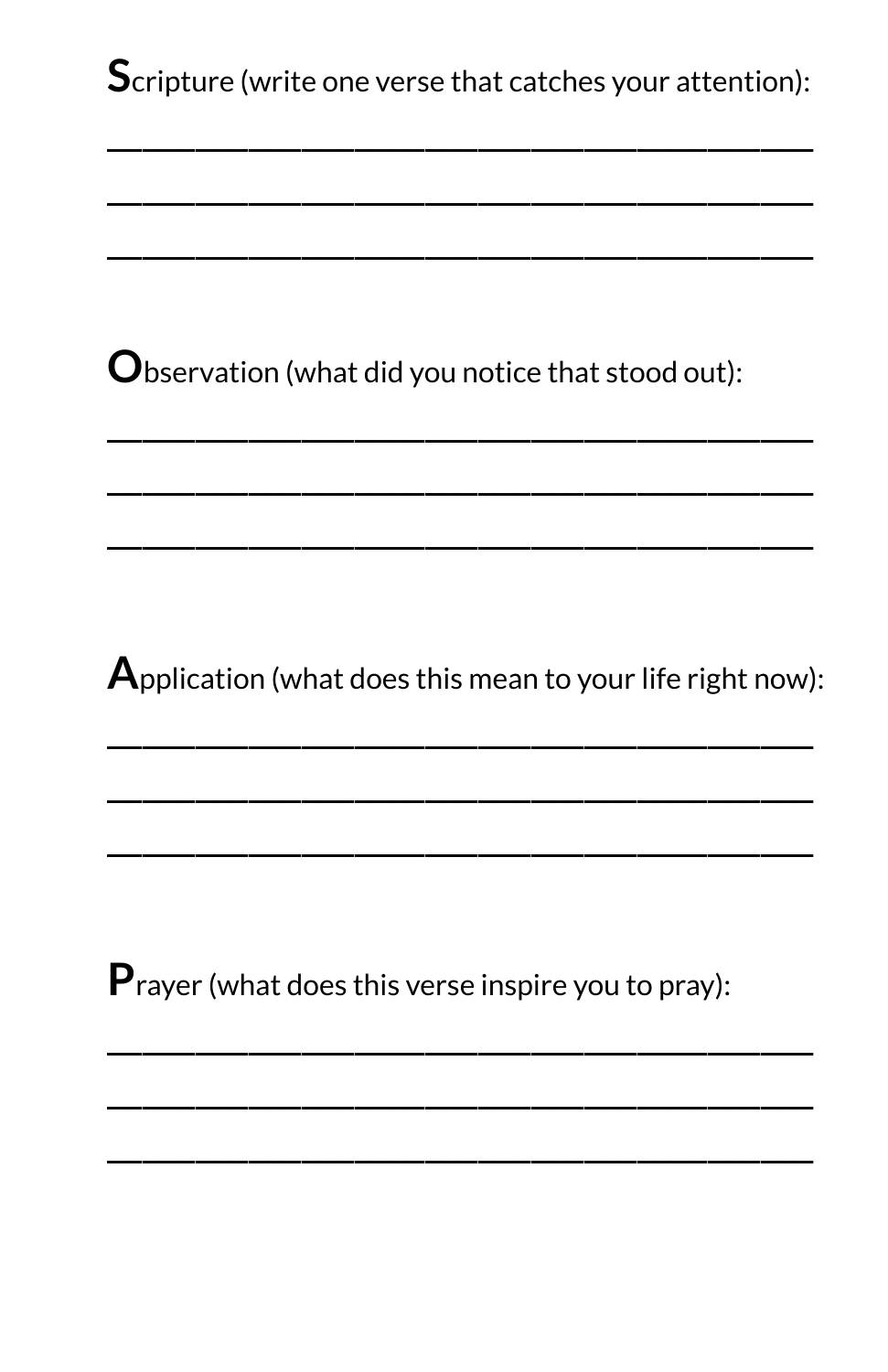**S**cripture (write one verse that catches your attention):

\_\_\_\_\_\_\_\_\_\_\_\_\_\_\_\_\_\_\_\_\_\_\_\_\_\_\_\_\_\_\_\_\_\_\_\_\_\_\_\_

\_\_\_\_\_\_\_\_\_\_\_\_\_\_\_\_\_\_\_\_\_\_\_\_\_\_\_\_\_\_\_\_\_\_\_\_\_\_\_\_

\_\_\_\_\_\_\_\_\_\_\_\_\_\_\_\_\_\_\_\_\_\_\_\_\_\_\_\_\_\_\_\_\_\_\_\_\_\_\_\_

**O**bservation (what did you notice that stood out):

\_\_\_\_\_\_\_\_\_\_\_\_\_\_\_\_\_\_\_\_\_\_\_\_\_\_\_\_\_\_\_\_\_\_\_\_\_\_\_\_

\_\_\_\_\_\_\_\_\_\_\_\_\_\_\_\_\_\_\_\_\_\_\_\_\_\_\_\_\_\_\_\_\_\_\_\_\_\_\_\_

\_\_\_\_\_\_\_\_\_\_\_\_\_\_\_\_\_\_\_\_\_\_\_\_\_\_\_\_\_\_\_\_\_\_\_\_\_\_\_\_

**A**pplication (what does this mean to your life right now):

\_\_\_\_\_\_\_\_\_\_\_\_\_\_\_\_\_\_\_\_\_\_\_\_\_\_\_\_\_\_\_\_\_\_\_\_\_\_\_\_

\_\_\_\_\_\_\_\_\_\_\_\_\_\_\_\_\_\_\_\_\_\_\_\_\_\_\_\_\_\_\_\_\_\_\_\_\_\_\_\_

\_\_\_\_\_\_\_\_\_\_\_\_\_\_\_\_\_\_\_\_\_\_\_\_\_\_\_\_\_\_\_\_\_\_\_\_\_\_\_\_

**P**rayer (what does this verse inspire you to pray):

\_\_\_\_\_\_\_\_\_\_\_\_\_\_\_\_\_\_\_\_\_\_\_\_\_\_\_\_\_\_\_\_\_\_\_\_\_\_\_\_

\_\_\_\_\_\_\_\_\_\_\_\_\_\_\_\_\_\_\_\_\_\_\_\_\_\_\_\_\_\_\_\_\_\_\_\_\_\_\_\_

\_\_\_\_\_\_\_\_\_\_\_\_\_\_\_\_\_\_\_\_\_\_\_\_\_\_\_\_\_\_\_\_\_\_\_\_\_\_\_\_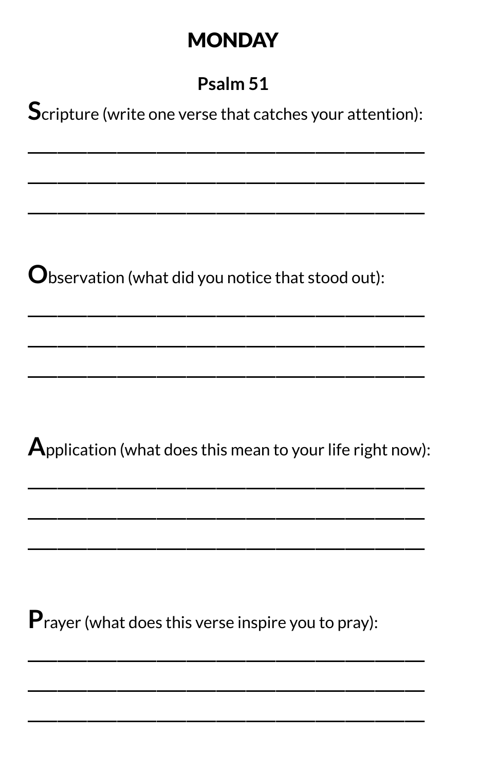# MONDAY

## Psalm 51

**S**cripture (write one verse that catches your attention):

___________________________________________

___________________________________________

___________________________________________

**O**bservation (what did you notice that stood out):

___________________________________________

___________________________________________

___________________________________________

**A**pplication (what does this mean to your life right now):

___________________________________________

___________________________________________

___________________________________________

**P**rayer (what does this verse inspire you to pray):

___________________________________________

___________________________________________

___________________________________________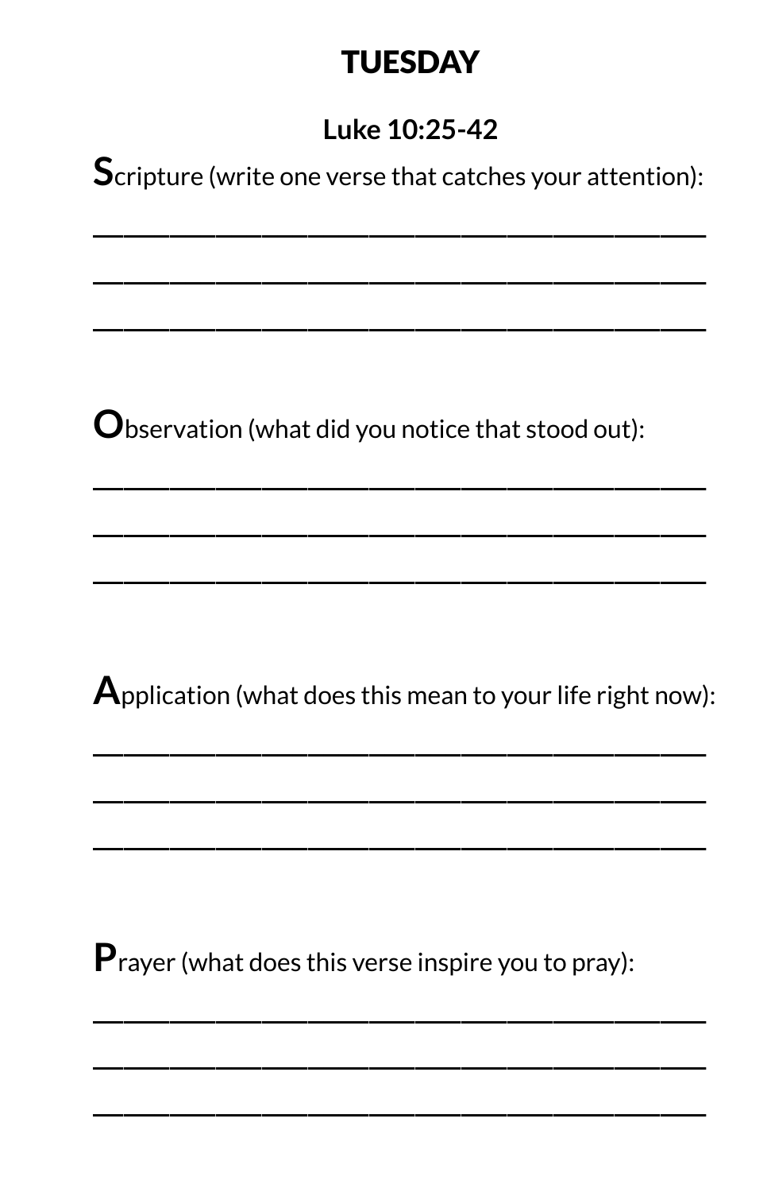# TUESDAY

**Luke 10:25-42**

**S**cripture (write one verse that catches your attention):

______________________________________________

______________________________________________

______________________________________________

**O**bservation (what did you notice that stood out):

______________________________________________

______________________________________________

______________________________________________

**A**pplication (what does this mean to your life right now):

______________________________________________

______________________________________________

______________________________________________

**P**rayer (what does this verse inspire you to pray):

______________________________________________

______________________________________________

______________________________________________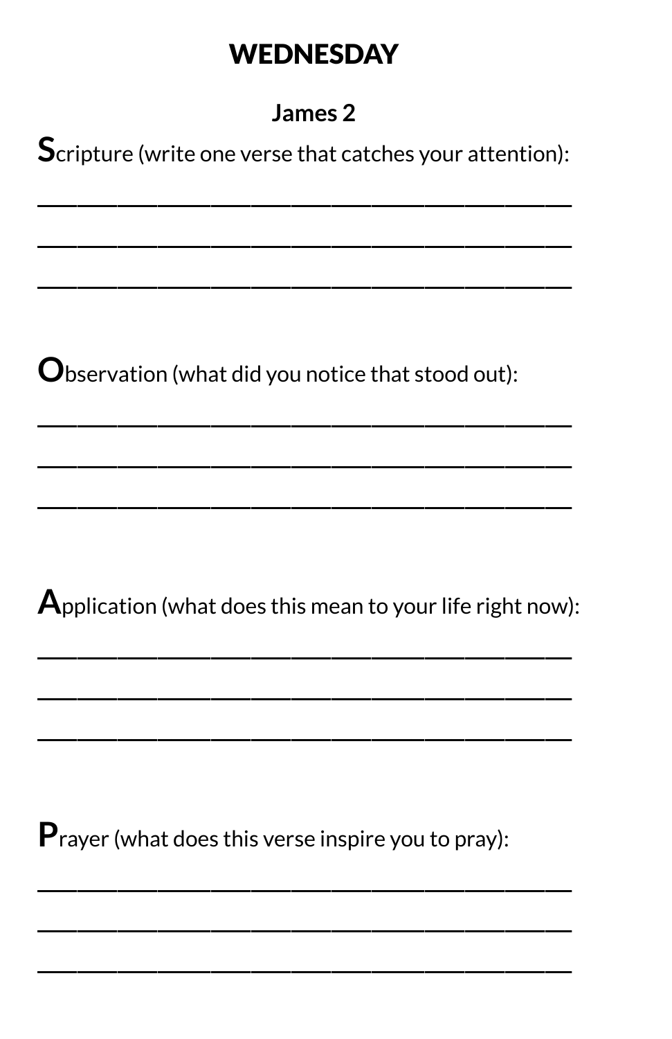# WEDNESDAY

## James 2

**S**cripture (write one verse that catches your attention):

_______________________________________

_______________________________________

_______________________________________

**O**bservation (what did you notice that stood out):

_______________________________________

_______________________________________

_______________________________________

**A**pplication (what does this mean to your life right now):

_______________________________________

_______________________________________

_______________________________________

**P**rayer (what does this verse inspire you to pray):

_______________________________________

_______________________________________

_______________________________________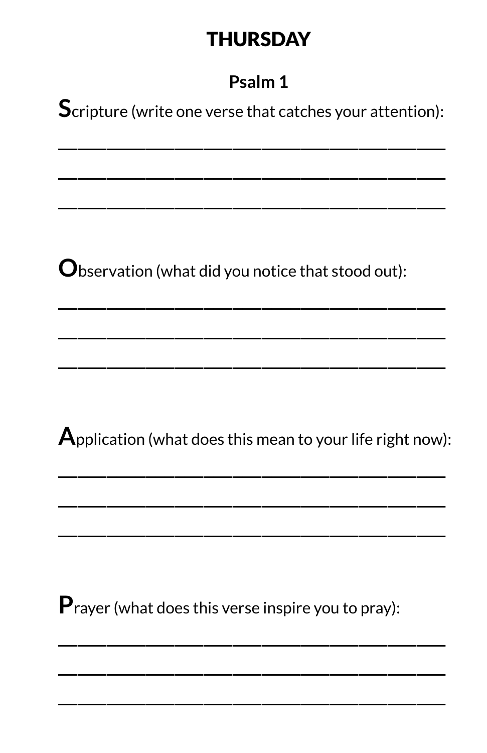# THURSDAY

## Psalm 1

**S**cripture (write one verse that catches your attention):

___________________________________________

___________________________________________

___________________________________________

**O**bservation (what did you notice that stood out):

___________________________________________

___________________________________________

___________________________________________

**A**pplication (what does this mean to your life right now):

___________________________________________

___________________________________________

___________________________________________

**P**rayer (what does this verse inspire you to pray):

___________________________________________

___________________________________________

___________________________________________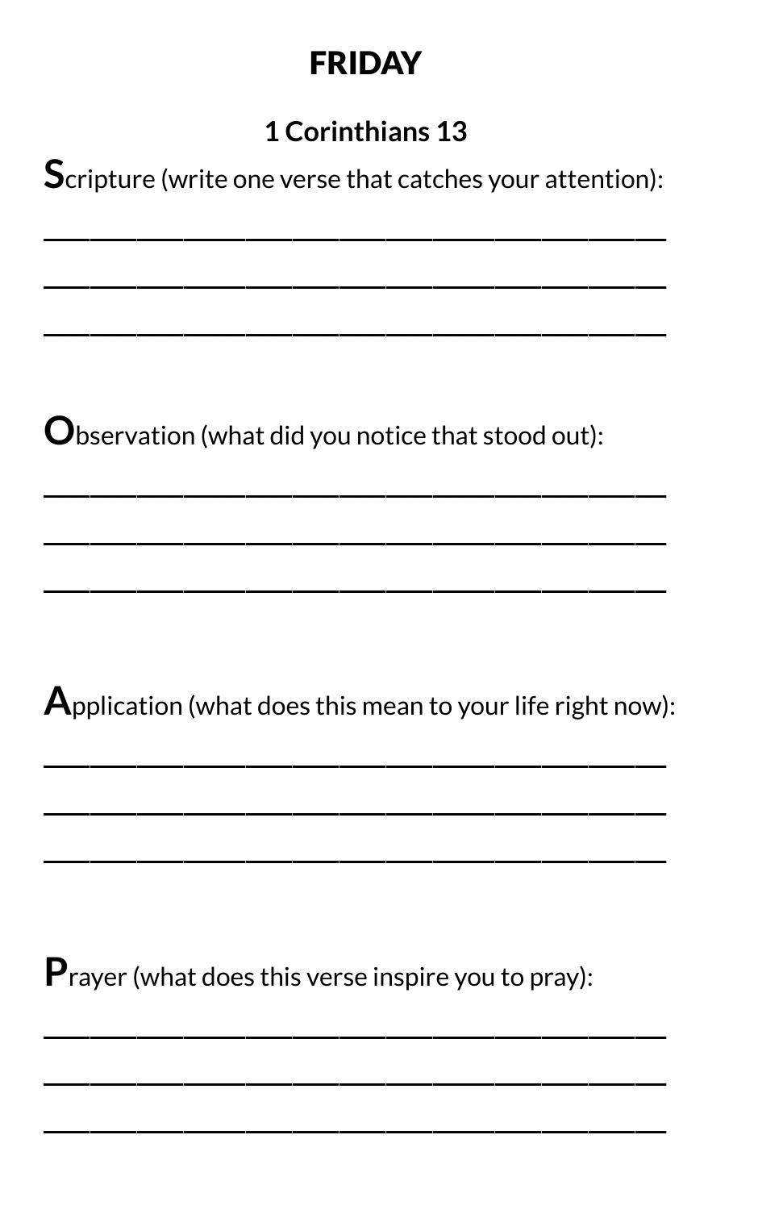# FRIDAY

## 1 Corinthians 13

**S**cripture (write one verse that catches your attention):

\_\_\_\_\_\_\_\_\_\_\_\_\_\_\_\_\_\_\_\_\_\_\_\_\_\_\_\_\_\_\_\_\_\_\_\_\_\_\_\_

\_\_\_\_\_\_\_\_\_\_\_\_\_\_\_\_\_\_\_\_\_\_\_\_\_\_\_\_\_\_\_\_\_\_\_\_\_\_\_\_

\_\_\_\_\_\_\_\_\_\_\_\_\_\_\_\_\_\_\_\_\_\_\_\_\_\_\_\_\_\_\_\_\_\_\_\_\_\_\_\_

**O**bservation (what did you notice that stood out):

\_\_\_\_\_\_\_\_\_\_\_\_\_\_\_\_\_\_\_\_\_\_\_\_\_\_\_\_\_\_\_\_\_\_\_\_\_\_\_\_

\_\_\_\_\_\_\_\_\_\_\_\_\_\_\_\_\_\_\_\_\_\_\_\_\_\_\_\_\_\_\_\_\_\_\_\_\_\_\_\_

\_\_\_\_\_\_\_\_\_\_\_\_\_\_\_\_\_\_\_\_\_\_\_\_\_\_\_\_\_\_\_\_\_\_\_\_\_\_\_\_

**A**pplication (what does this mean to your life right now):

\_\_\_\_\_\_\_\_\_\_\_\_\_\_\_\_\_\_\_\_\_\_\_\_\_\_\_\_\_\_\_\_\_\_\_\_\_\_\_\_

\_\_\_\_\_\_\_\_\_\_\_\_\_\_\_\_\_\_\_\_\_\_\_\_\_\_\_\_\_\_\_\_\_\_\_\_\_\_\_\_

\_\_\_\_\_\_\_\_\_\_\_\_\_\_\_\_\_\_\_\_\_\_\_\_\_\_\_\_\_\_\_\_\_\_\_\_\_\_\_\_

**P**rayer (what does this verse inspire you to pray):

\_\_\_\_\_\_\_\_\_\_\_\_\_\_\_\_\_\_\_\_\_\_\_\_\_\_\_\_\_\_\_\_\_\_\_\_\_\_\_\_

\_\_\_\_\_\_\_\_\_\_\_\_\_\_\_\_\_\_\_\_\_\_\_\_\_\_\_\_\_\_\_\_\_\_\_\_\_\_\_\_

\_\_\_\_\_\_\_\_\_\_\_\_\_\_\_\_\_\_\_\_\_\_\_\_\_\_\_\_\_\_\_\_\_\_\_\_\_\_\_\_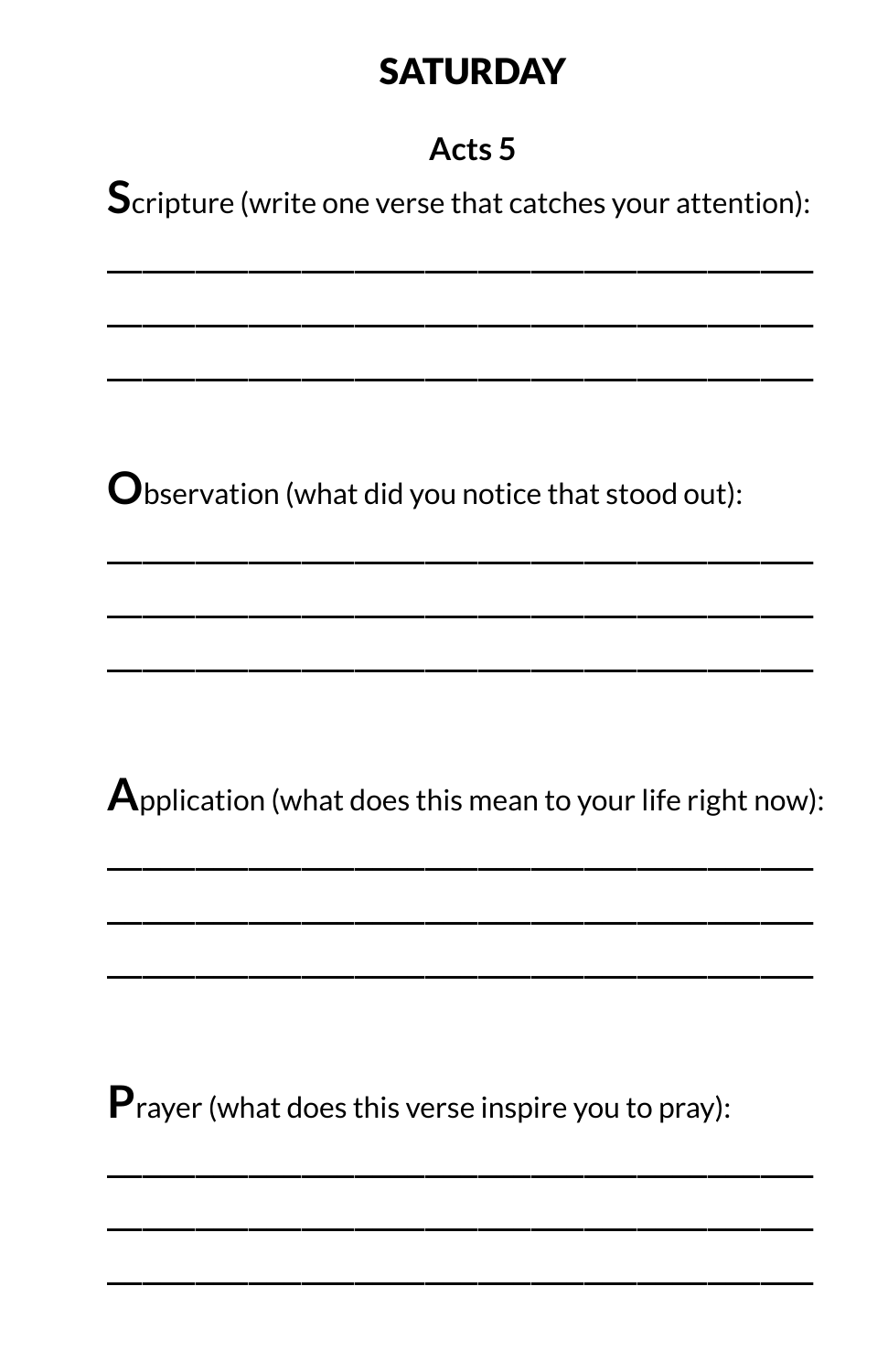# SATURDAY

## Acts 5

**S**cripture (write one verse that catches your attention):

______________________________________________

______________________________________________

______________________________________________

**O**bservation (what did you notice that stood out):

______________________________________________

______________________________________________

______________________________________________

**A**pplication (what does this mean to your life right now):

______________________________________________

______________________________________________

______________________________________________

**P**rayer (what does this verse inspire you to pray):

______________________________________________

______________________________________________

______________________________________________